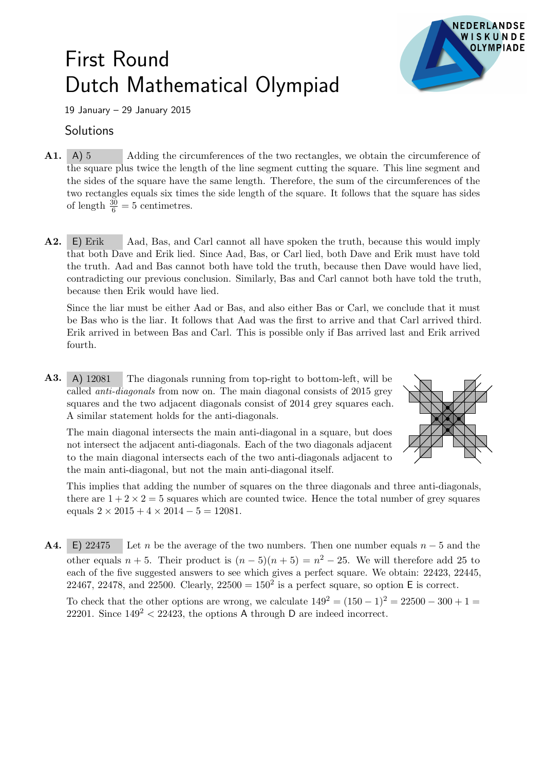# First Round
# Dutch Mathematical Olympiad

19 January – 29 January 2015

## Solutions

**A1.** A) 5 Adding the circumferences of the two rectangles, we obtain the circumference of the square plus twice the length of the line segment cutting the square. This line segment and the sides of the square have the same length. Therefore, the sum of the circumferences of the two rectangles equals six times the side length of the square. It follows that the square has sides of length $\frac{30}{6} = 5$ centimetres.

**A2.** E) Erik Aad, Bas, and Carl cannot all have spoken the truth, because this would imply that both Dave and Erik lied. Since Aad, Bas, or Carl lied, both Dave and Erik must have told the truth. Aad and Bas cannot both have told the truth, because then Dave would have lied, contradicting our previous conclusion. Similarly, Bas and Carl cannot both have told the truth, because then Erik would have lied.

Since the liar must be either Aad or Bas, and also either Bas or Carl, we conclude that it must be Bas who is the liar. It follows that Aad was the first to arrive and that Carl arrived third. Erik arrived in between Bas and Carl. This is possible only if Bas arrived last and Erik arrived fourth.

**A3.** A) 12081 The diagonals running from top-right to bottom-left, will be called *anti-diagonals* from now on. The main diagonal consists of 2015 grey squares and the two adjacent diagonals consist of 2014 grey squares each. A similar statement holds for the anti-diagonals.

The main diagonal intersects the main anti-diagonal in a square, but does not intersect the adjacent anti-diagonals. Each of the two diagonals adjacent to the main diagonal intersects each of the two anti-diagonals adjacent to the main anti-diagonal, but not the main anti-diagonal itself.

This implies that adding the number of squares on the three diagonals and three anti-diagonals, there are $1 + 2 \times 2 = 5$ squares which are counted twice. Hence the total number of grey squares equals $2 \times 2015 + 4 \times 2014 - 5 = 12081$.

**A4.** E) 22475 Let $n$ be the average of the two numbers. Then one number equals $n - 5$ and the other equals $n + 5$. Their product is $(n - 5)(n + 5) = n^2 - 25$. We will therefore add 25 to each of the five suggested answers to see which gives a perfect square. We obtain: 22423, 22445, 22467, 22478, and 22500. Clearly, $22500 = 150^2$ is a perfect square, so option E is correct.

To check that the other options are wrong, we calculate $149^2 = (150 - 1)^2 = 22500 - 300 + 1 = 22201$. Since $149^2 < 22423$, the options A through D are indeed incorrect.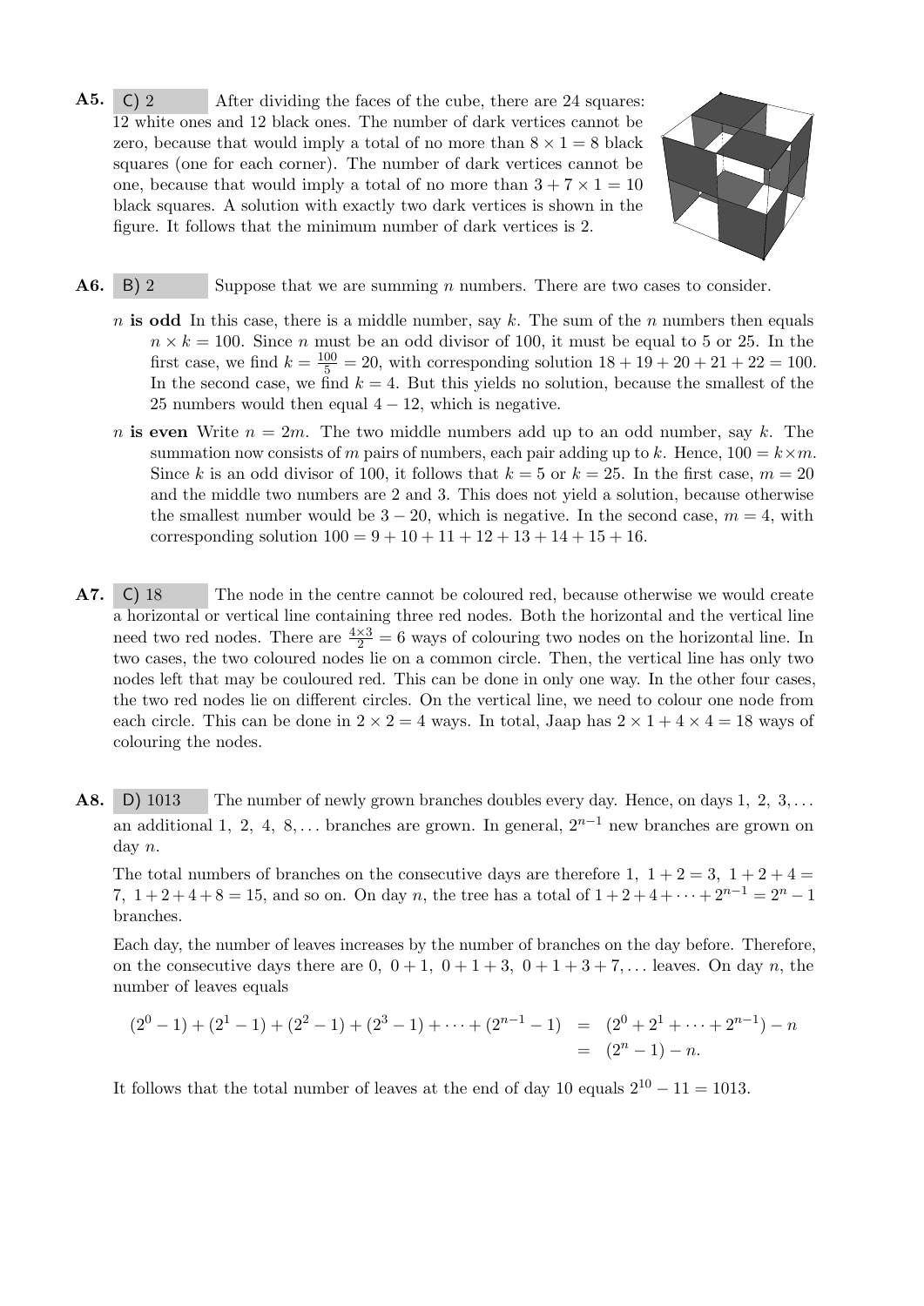**A5.** C) 2 After dividing the faces of the cube, there are 24 squares: 12 white ones and 12 black ones. The number of dark vertices cannot be zero, because that would imply a total of no more than $8 \times 1 = 8$ black squares (one for each corner). The number of dark vertices cannot be one, because that would imply a total of no more than $3 + 7 \times 1 = 10$ black squares. A solution with exactly two dark vertices is shown in the figure. It follows that the minimum number of dark vertices is 2.

**A6.** B) 2 Suppose that we are summing $n$ numbers. There are two cases to consider.

- $n$ **is odd** In this case, there is a middle number, say $k$. The sum of the $n$ numbers then equals $n \times k = 100$. Since $n$ must be an odd divisor of 100, it must be equal to 5 or 25. In the first case, we find $k = \frac{100}{5} = 20$, with corresponding solution $18 + 19 + 20 + 21 + 22 = 100$. In the second case, we find $k = 4$. But this yields no solution, because the smallest of the 25 numbers would then equal $4 - 12$, which is negative.

- $n$ **is even** Write $n = 2m$. The two middle numbers add up to an odd number, say $k$. The summation now consists of $m$ pairs of numbers, each pair adding up to $k$. Hence, $100 = k \times m$. Since $k$ is an odd divisor of 100, it follows that $k = 5$ or $k = 25$. In the first case, $m = 20$ and the middle two numbers are 2 and 3. This does not yield a solution, because otherwise the smallest number would be $3 - 20$, which is negative. In the second case, $m = 4$, with corresponding solution $100 = 9 + 10 + 11 + 12 + 13 + 14 + 15 + 16$.

**A7.** C) 18 The node in the centre cannot be coloured red, because otherwise we would create a horizontal or vertical line containing three red nodes. Both the horizontal and the vertical line need two red nodes. There are $\frac{4 \times 3}{2} = 6$ ways of colouring two nodes on the horizontal line. In two cases, the two coloured nodes lie on a common circle. Then, the vertical line has only two nodes left that may be couloured red. This can be done in only one way. In the other four cases, the two red nodes lie on different circles. On the vertical line, we need to colour one node from each circle. This can be done in $2 \times 2 = 4$ ways. In total, Jaap has $2 \times 1 + 4 \times 4 = 18$ ways of colouring the nodes.

**A8.** D) 1013 The number of newly grown branches doubles every day. Hence, on days $1,\ 2,\ 3, \ldots$ an additional $1,\ 2,\ 4,\ 8, \ldots$ branches are grown. In general, $2^{n-1}$ new branches are grown on day $n$.

The total numbers of branches on the consecutive days are therefore $1,\ 1 + 2 = 3,\ 1 + 2 + 4 = 7,\ 1 + 2 + 4 + 8 = 15$, and so on. On day $n$, the tree has a total of $1 + 2 + 4 + \cdots + 2^{n-1} = 2^n - 1$ branches.

Each day, the number of leaves increases by the number of branches on the day before. Therefore, on the consecutive days there are $0,\ 0 + 1,\ 0 + 1 + 3,\ 0 + 1 + 3 + 7, \ldots$ leaves. On day $n$, the number of leaves equals

$$
\begin{aligned}
(2^0 - 1) + (2^1 - 1) + (2^2 - 1) + (2^3 - 1) + \cdots + (2^{n-1} - 1) &= (2^0 + 2^1 + \cdots + 2^{n-1}) - n \\
&= (2^n - 1) - n.
\end{aligned}
$$

It follows that the total number of leaves at the end of day 10 equals $2^{10} - 11 = 1013$.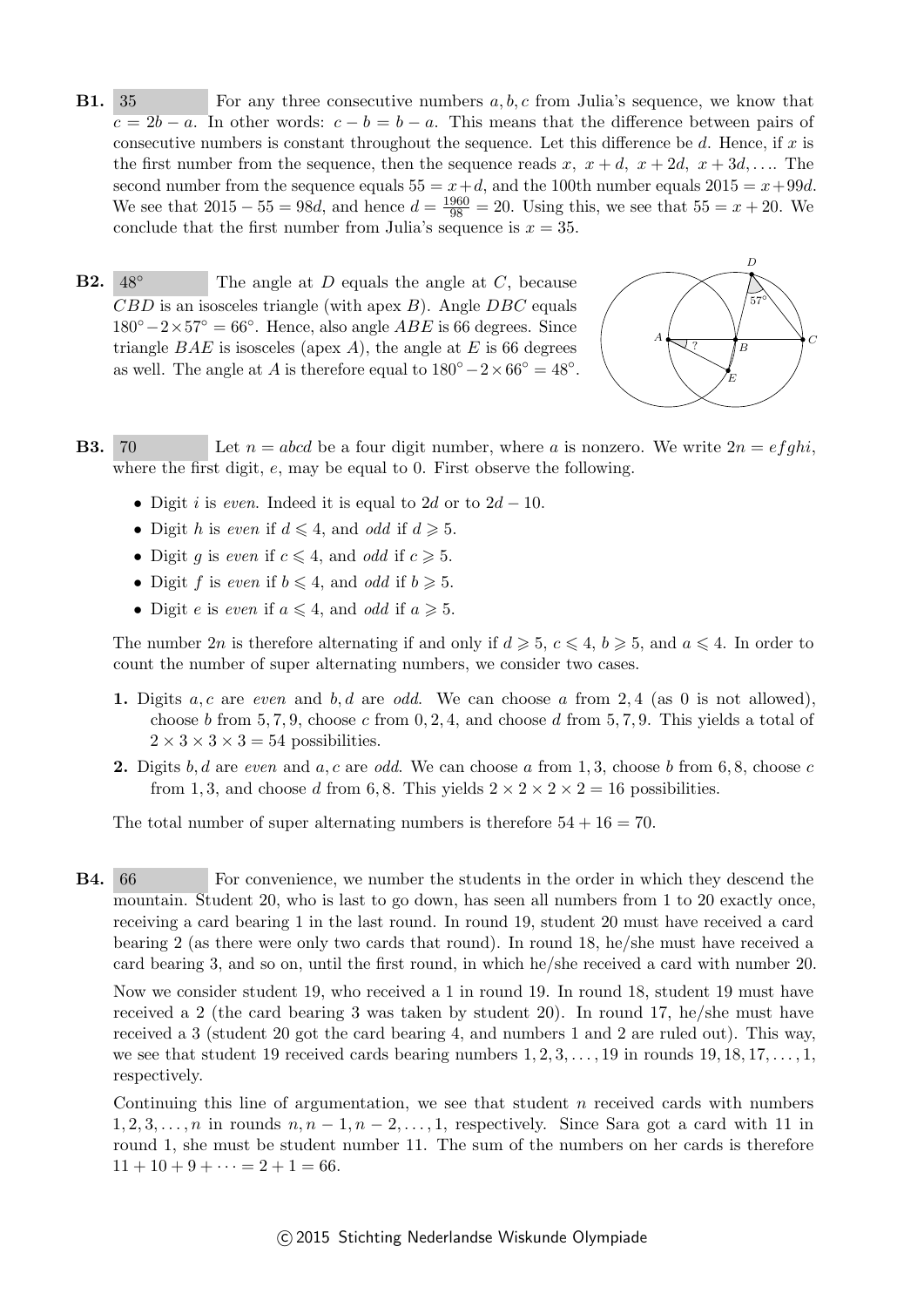**B1.** 35 For any three consecutive numbers $a, b, c$ from Julia's sequence, we know that $c = 2b - a$. In other words: $c - b = b - a$. This means that the difference between pairs of consecutive numbers is constant throughout the sequence. Let this difference be $d$. Hence, if $x$ is the first number from the sequence, then the sequence reads $x,\ x+d,\ x+2d,\ x+3d, \ldots$. The second number from the sequence equals $55 = x + d$, and the 100th number equals $2015 = x + 99d$. We see that $2015 - 55 = 98d$, and hence $d = \frac{1960}{98} = 20$. Using this, we see that $55 = x + 20$. We conclude that the first number from Julia's sequence is $x = 35$.

**B2.** $48^\circ$ The angle at $D$ equals the angle at $C$, because $CBD$ is an isosceles triangle (with apex $B$). Angle $DBC$ equals $180^\circ - 2 \times 57^\circ = 66^\circ$. Hence, also angle $ABE$ is 66 degrees. Since triangle $BAE$ is isosceles (apex $A$), the angle at $E$ is 66 degrees as well. The angle at $A$ is therefore equal to $180^\circ - 2 \times 66^\circ = 48^\circ$.

D
57°
A
?
B
C
E

**B3.** 70 Let $n = abcd$ be a four digit number, where $a$ is nonzero. We write $2n = efghi$, where the first digit, $e$, may be equal to 0. First observe the following.

- Digit $i$ is *even*. Indeed it is equal to $2d$ or to $2d - 10$.
- Digit $h$ is *even* if $d \leqslant 4$, and *odd* if $d \geqslant 5$.
- Digit $g$ is *even* if $c \leqslant 4$, and *odd* if $c \geqslant 5$.
- Digit $f$ is *even* if $b \leqslant 4$, and *odd* if $b \geqslant 5$.
- Digit $e$ is *even* if $a \leqslant 4$, and *odd* if $a \geqslant 5$.

The number $2n$ is therefore alternating if and only if $d \geqslant 5$, $c \leqslant 4$, $b \geqslant 5$, and $a \leqslant 4$. In order to count the number of super alternating numbers, we consider two cases.

**1.** Digits $a, c$ are *even* and $b, d$ are *odd*. We can choose $a$ from $2, 4$ (as 0 is not allowed), choose $b$ from $5, 7, 9$, choose $c$ from $0, 2, 4$, and choose $d$ from $5, 7, 9$. This yields a total of $2 \times 3 \times 3 \times 3 = 54$ possibilities.

**2.** Digits $b, d$ are *even* and $a, c$ are *odd*. We can choose $a$ from $1, 3$, choose $b$ from $6, 8$, choose $c$ from $1, 3$, and choose $d$ from $6, 8$. This yields $2 \times 2 \times 2 \times 2 = 16$ possibilities.

The total number of super alternating numbers is therefore $54 + 16 = 70$.

**B4.** 66 For convenience, we number the students in the order in which they descend the mountain. Student 20, who is last to go down, has seen all numbers from 1 to 20 exactly once, receiving a card bearing 1 in the last round. In round 19, student 20 must have received a card bearing 2 (as there were only two cards that round). In round 18, he/she must have received a card bearing 3, and so on, until the first round, in which he/she received a card with number 20.

Now we consider student 19, who received a 1 in round 19. In round 18, student 19 must have received a 2 (the card bearing 3 was taken by student 20). In round 17, he/she must have received a 3 (student 20 got the card bearing 4, and numbers 1 and 2 are ruled out). This way, we see that student 19 received cards bearing numbers $1, 2, 3, \ldots, 19$ in rounds $19, 18, 17, \ldots, 1$, respectively.

Continuing this line of argumentation, we see that student $n$ received cards with numbers $1, 2, 3, \ldots, n$ in rounds $n, n-1, n-2, \ldots, 1$, respectively. Since Sara got a card with 11 in round 1, she must be student number 11. The sum of the numbers on her cards is therefore $11 + 10 + 9 + \cdots = 2 + 1 = 66$.

© 2015 Stichting Nederlandse Wiskunde Olympiade